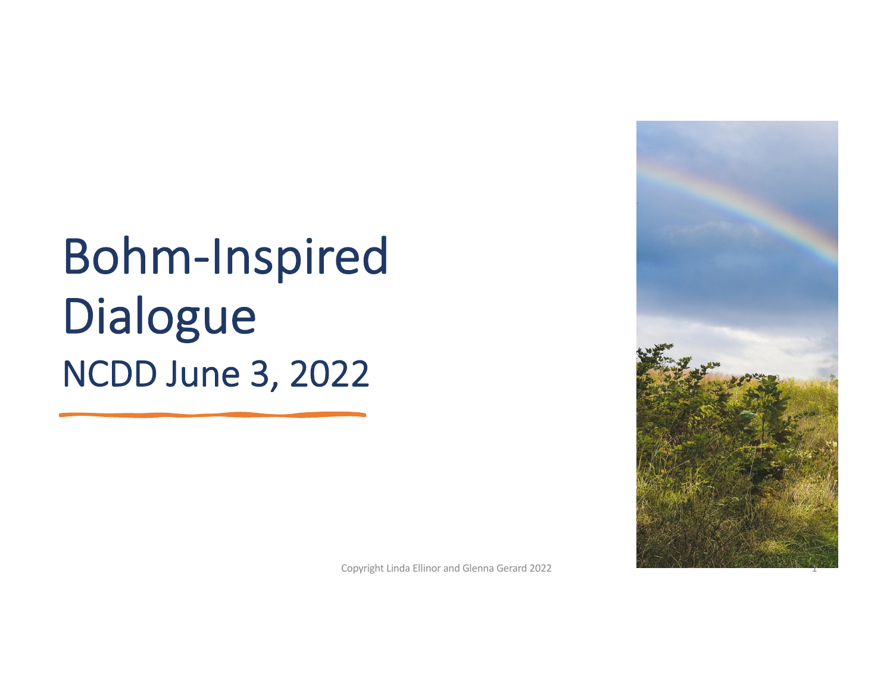# Bohm-Inspired Dialogue

## NCDD June 3, 2022

Copyright Linda Ellinor and Glenna Gerard 2022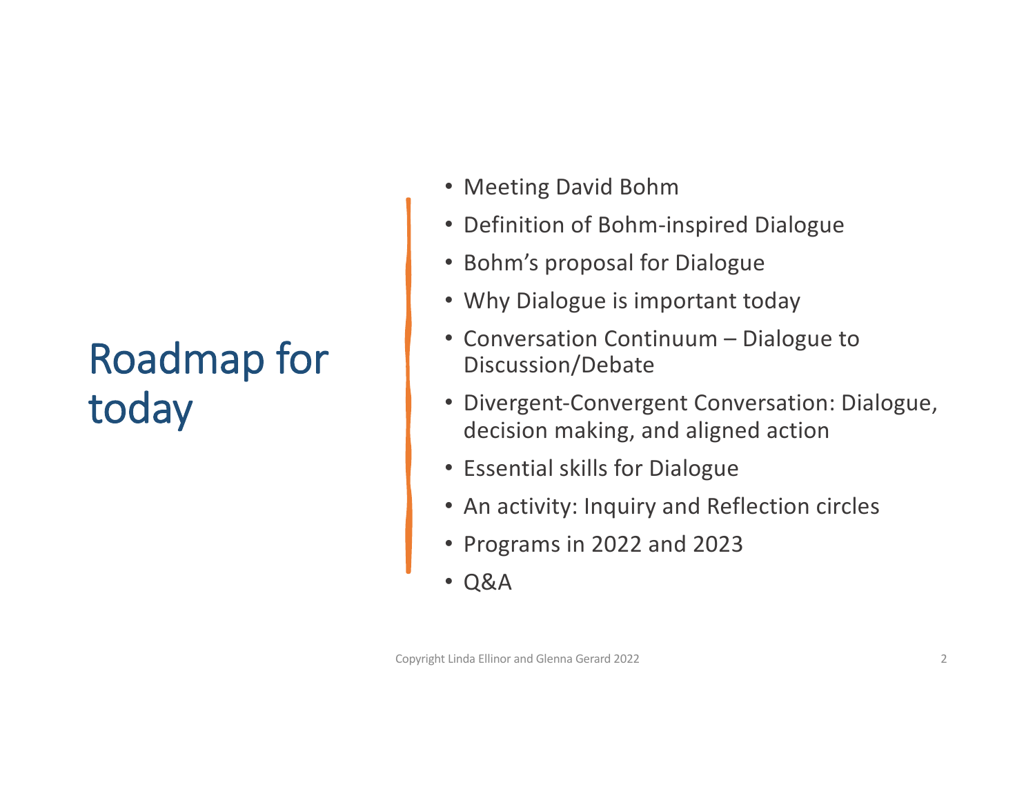# Roadmap for today

- Meeting David Bohm
- Definition of Bohm-inspired Dialogue
- Bohm's proposal for Dialogue
- Why Dialogue is important today
- Conversation Continuum – Dialogue to Discussion/Debate
- Divergent-Convergent Conversation: Dialogue, decision making, and aligned action
- Essential skills for Dialogue
- An activity: Inquiry and Reflection circles
- Programs in 2022 and 2023
- Q&A

Copyright Linda Ellinor and Glenna Gerard 2022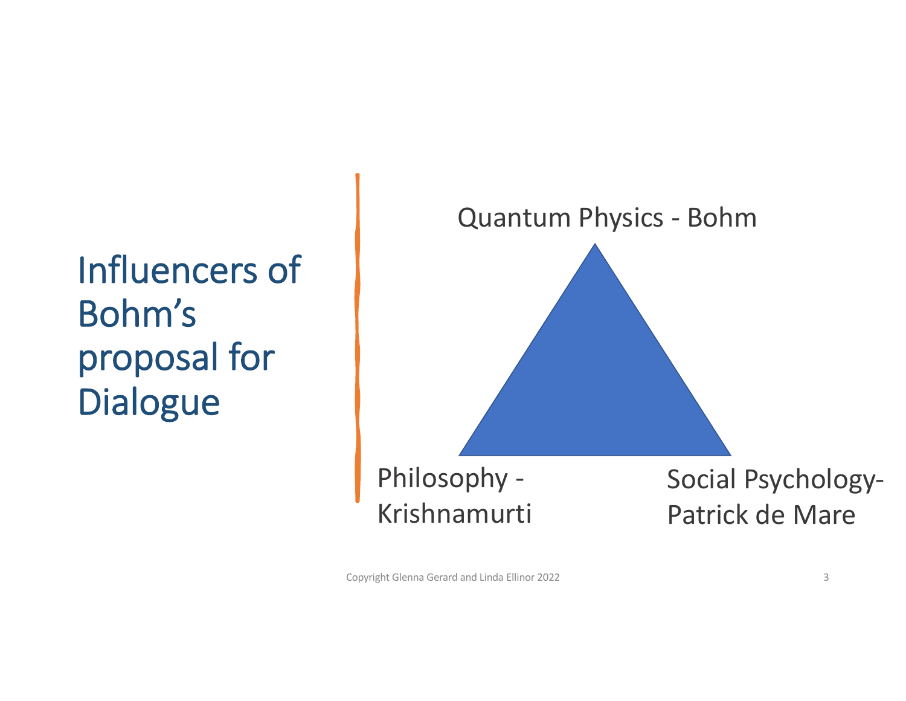# Influencers of Bohm's proposal for Dialogue

Quantum Physics - Bohm

Philosophy - Krishnamurti

Social Psychology- Patrick de Mare

Copyright Glenna Gerard and Linda Ellinor 2022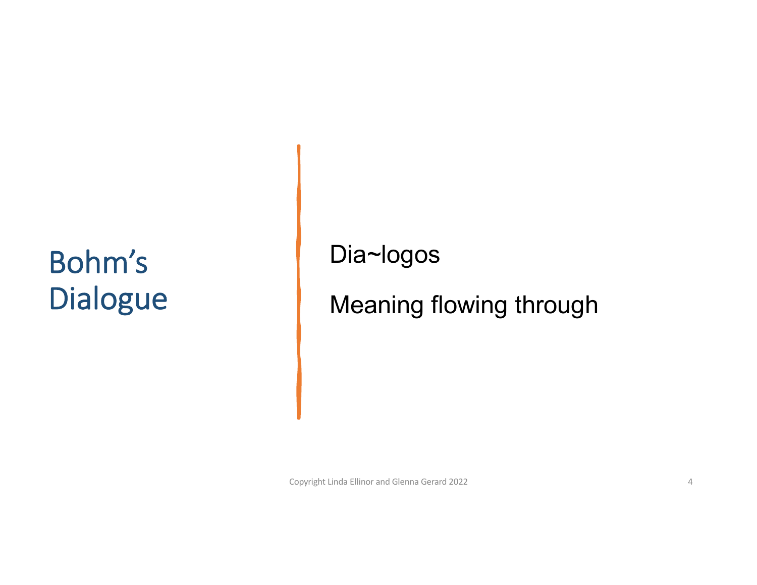# Bohm's Dialogue

Dia~logos

Meaning flowing through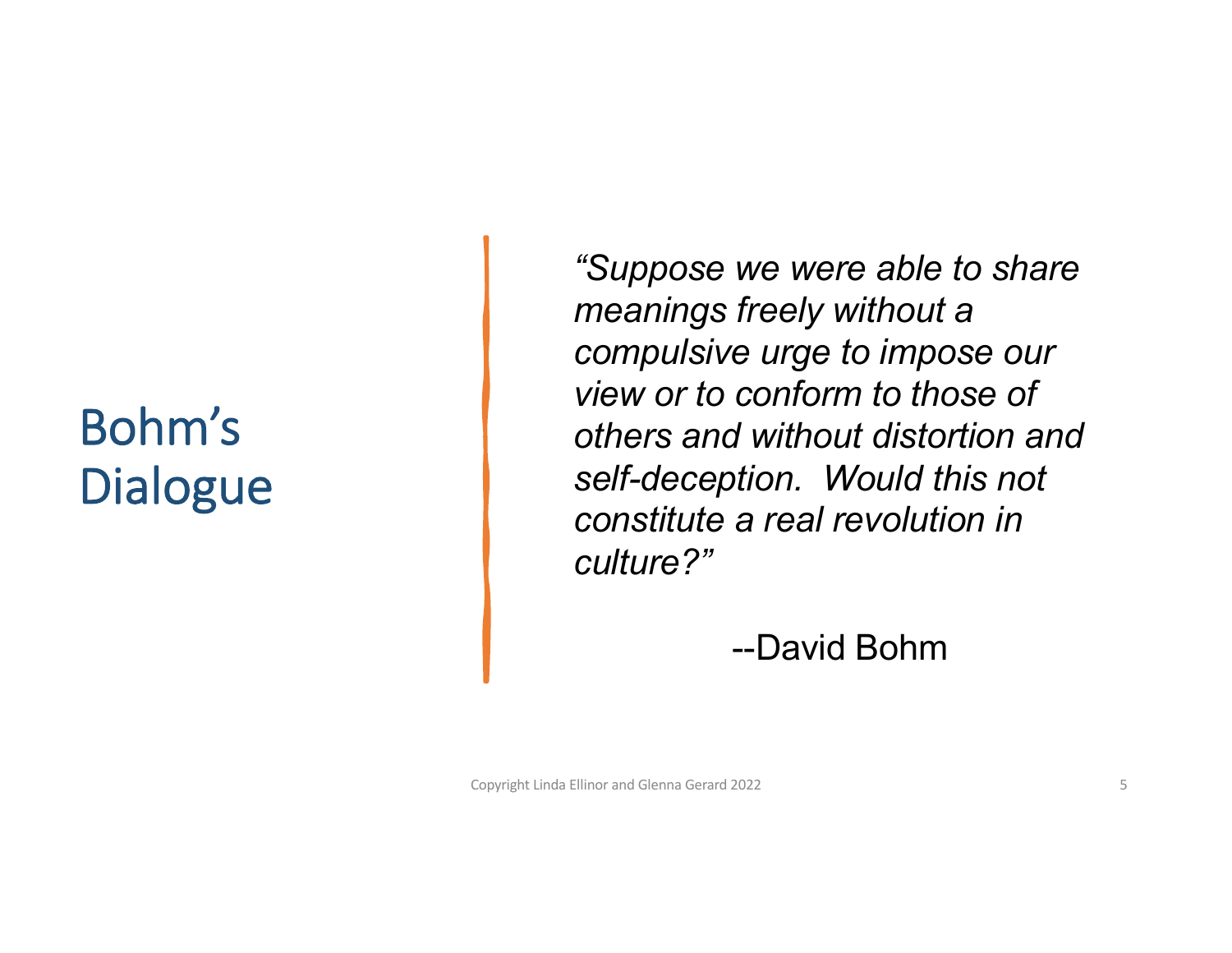# Bohm's Dialogue

*"Suppose we were able to share meanings freely without a compulsive urge to impose our view or to conform to those of others and without distortion and self-deception. Would this not constitute a real revolution in culture?"*

--David Bohm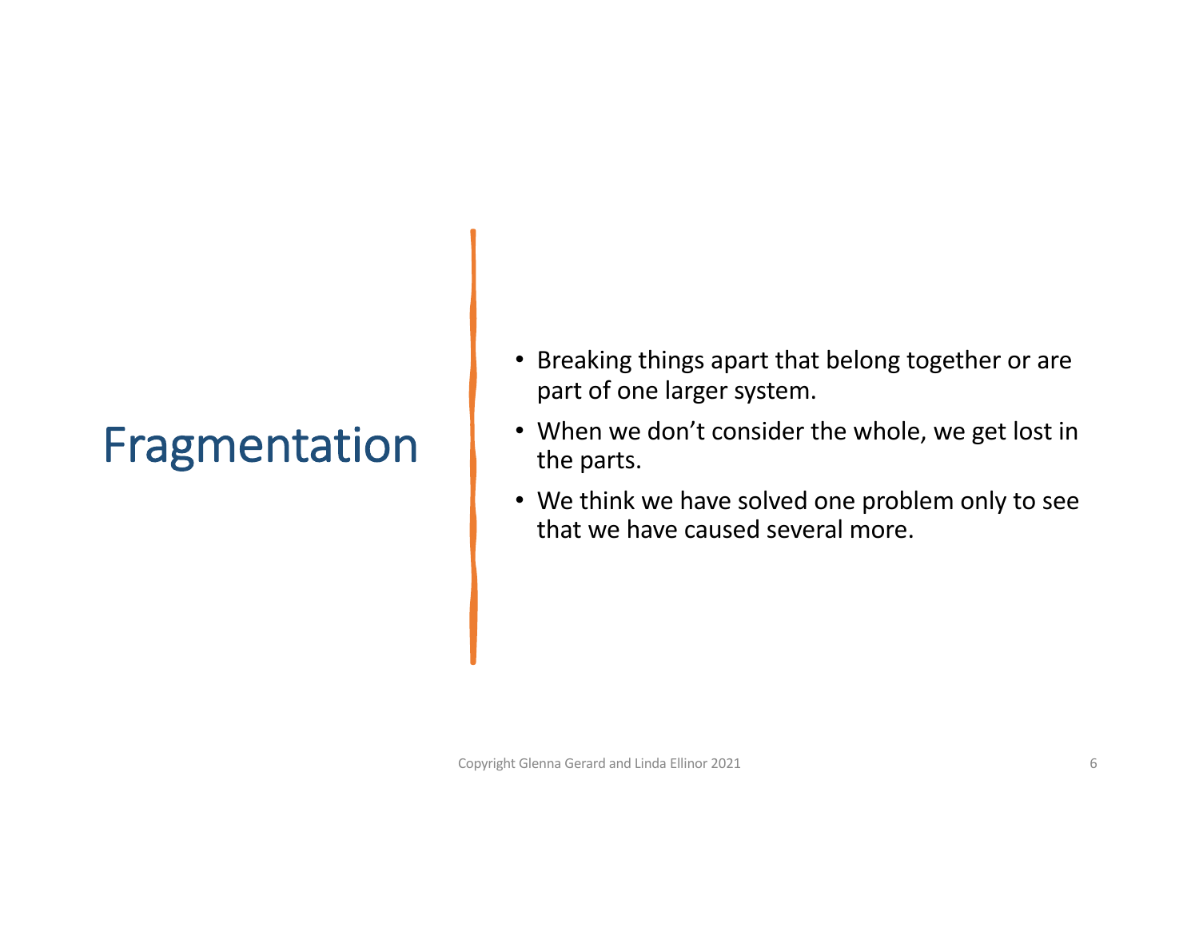# Fragmentation

- Breaking things apart that belong together or are part of one larger system.
- When we don't consider the whole, we get lost in the parts.
- We think we have solved one problem only to see that we have caused several more.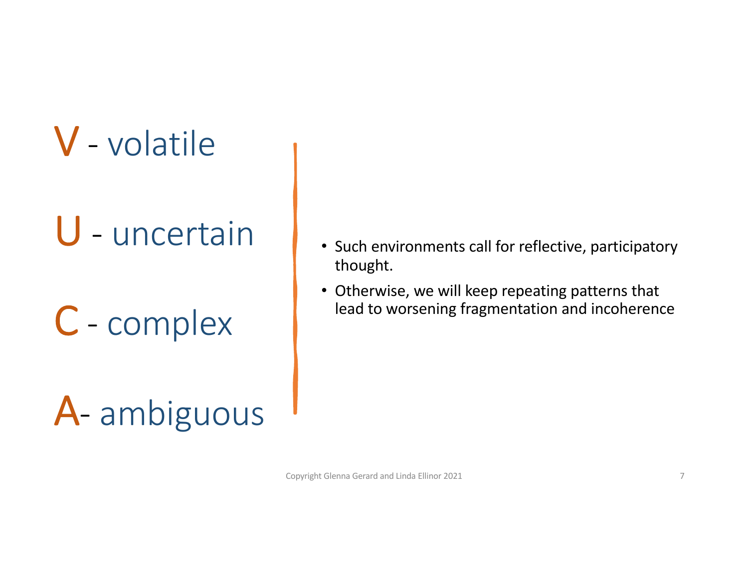**V** - volatile

**U** - uncertain

**C** - complex

**A**- ambiguous

- Such environments call for reflective, participatory thought.
- Otherwise, we will keep repeating patterns that lead to worsening fragmentation and incoherence

Copyright Glenna Gerard and Linda Ellinor 2021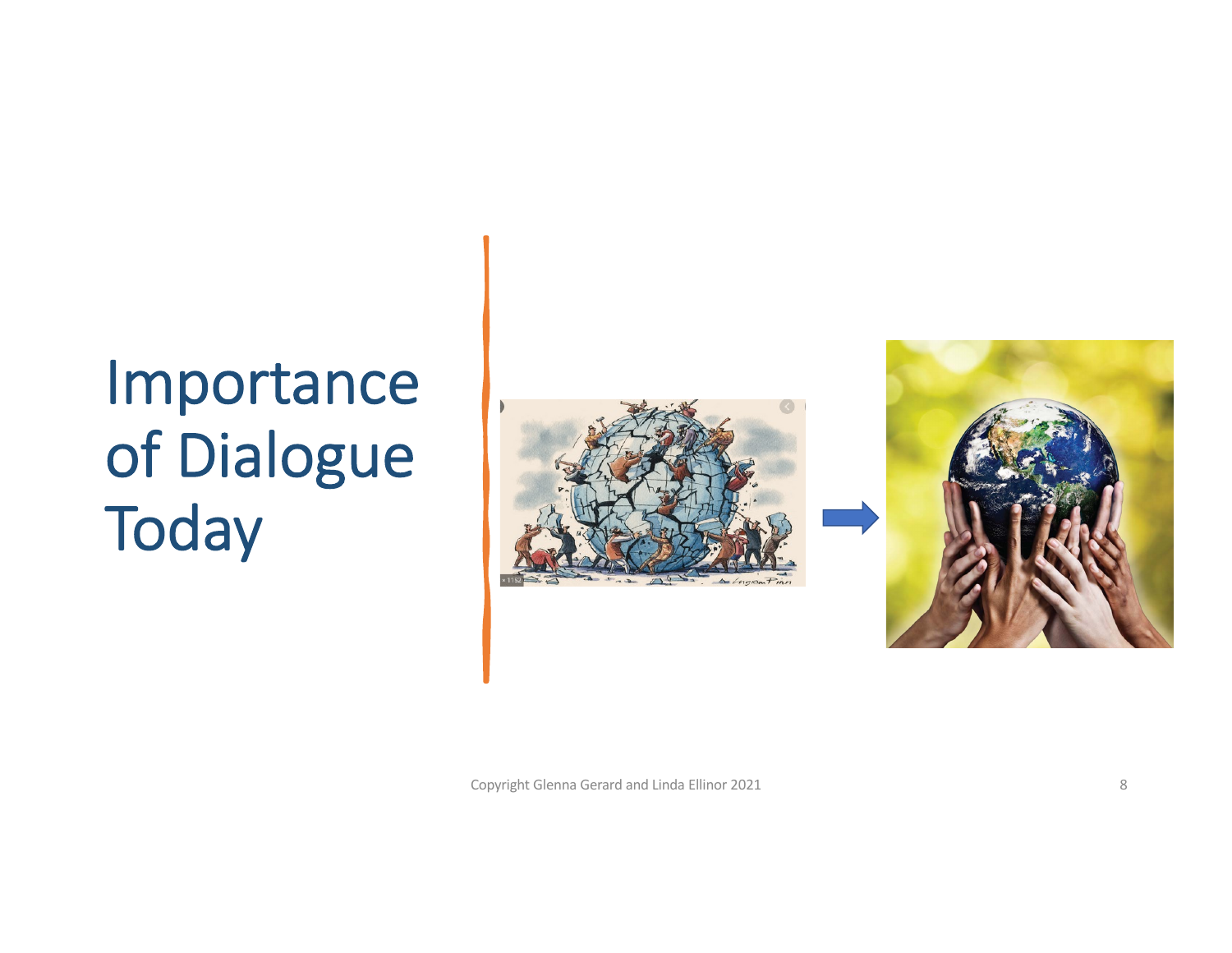# Importance of Dialogue Today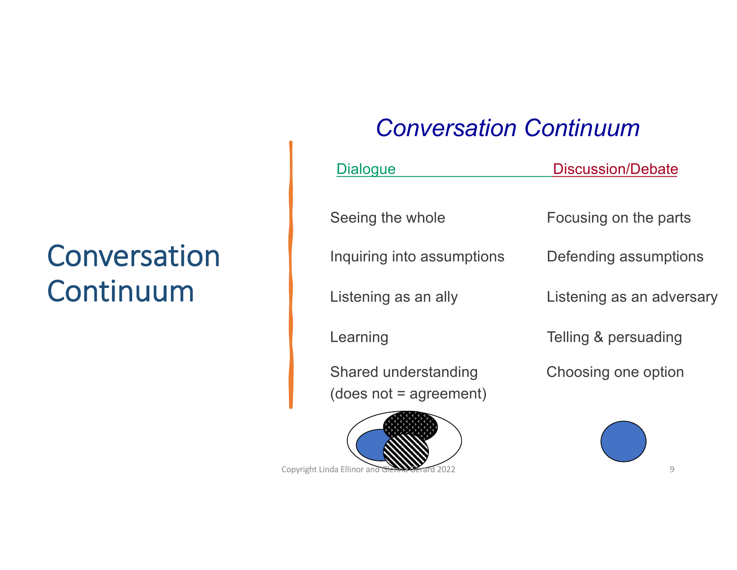# Conversation Continuum

## *Conversation Continuum*

| Dialogue | Discussion/Debate |
|---|---|
| Seeing the whole | Focusing on the parts |
| Inquiring into assumptions | Defending assumptions |
| Listening as an ally | Listening as an adversary |
| Learning | Telling & persuading |
| Shared understanding (does not = agreement) | Choosing one option |

Copyright Linda Ellinor and Glenna Gerard 2022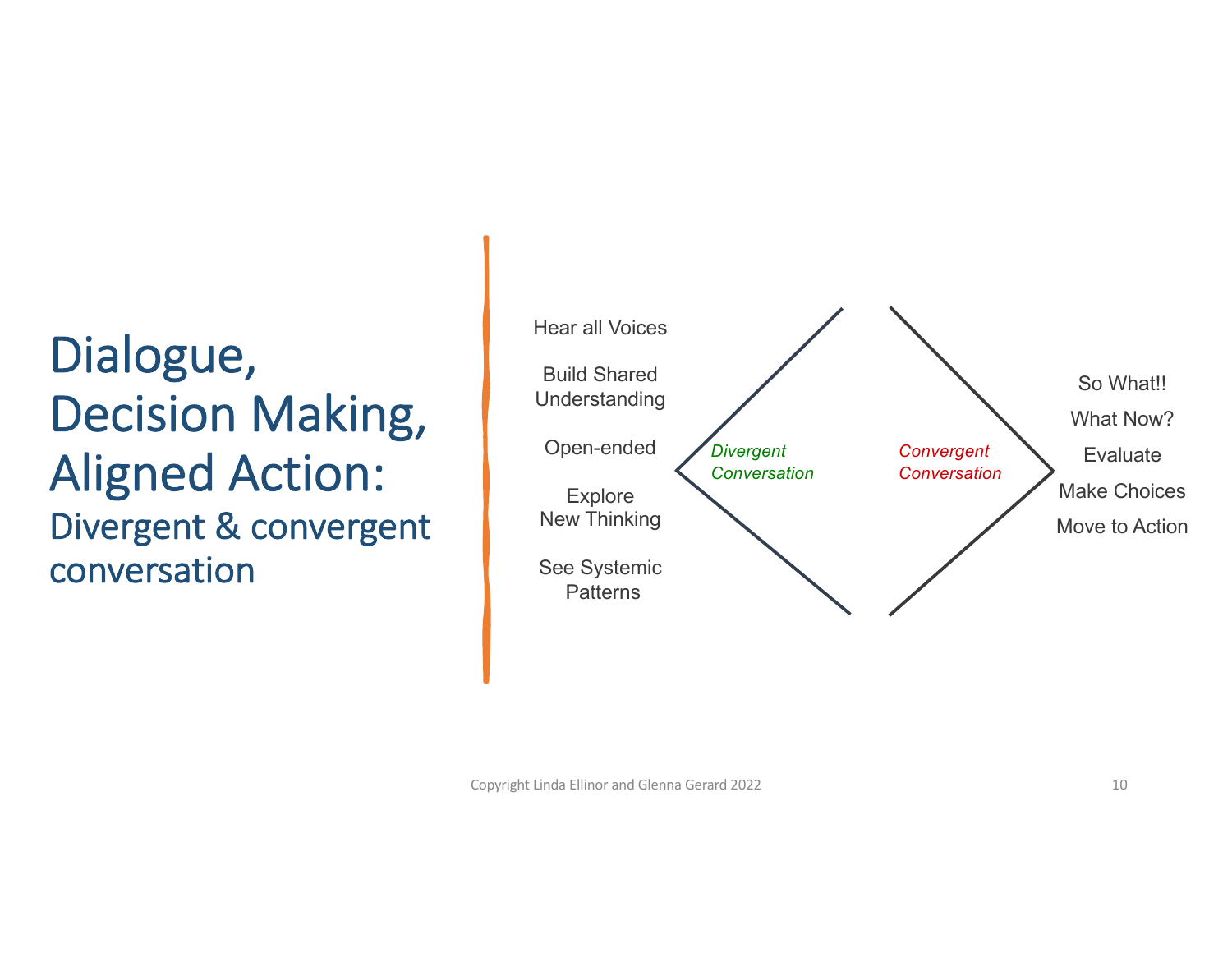# Dialogue, Decision Making, Aligned Action:

## Divergent & convergent conversation

Hear all Voices

Build Shared Understanding

Open-ended

Explore New Thinking

See Systemic Patterns

*Divergent Conversation*

*Convergent Conversation*

So What!!

What Now?

Evaluate

Make Choices

Move to Action

Copyright Linda Ellinor and Glenna Gerard 2022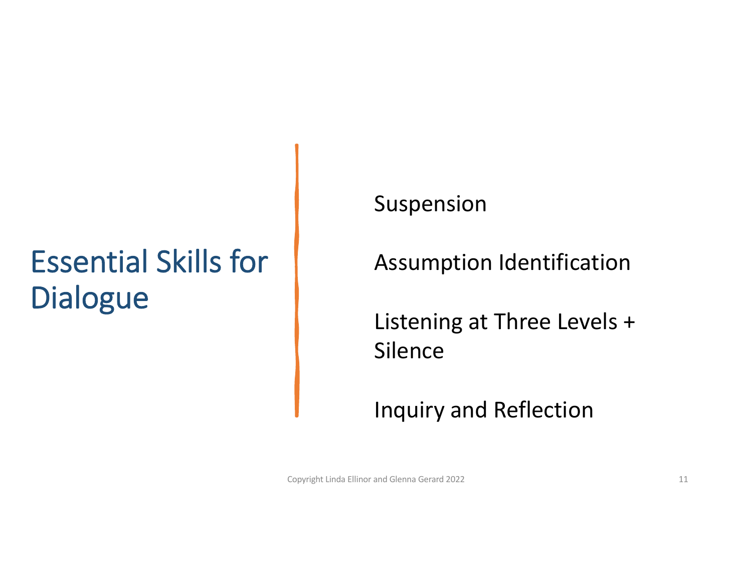# Essential Skills for Dialogue

Suspension

Assumption Identification

Listening at Three Levels + Silence

Inquiry and Reflection

Copyright Linda Ellinor and Glenna Gerard 2022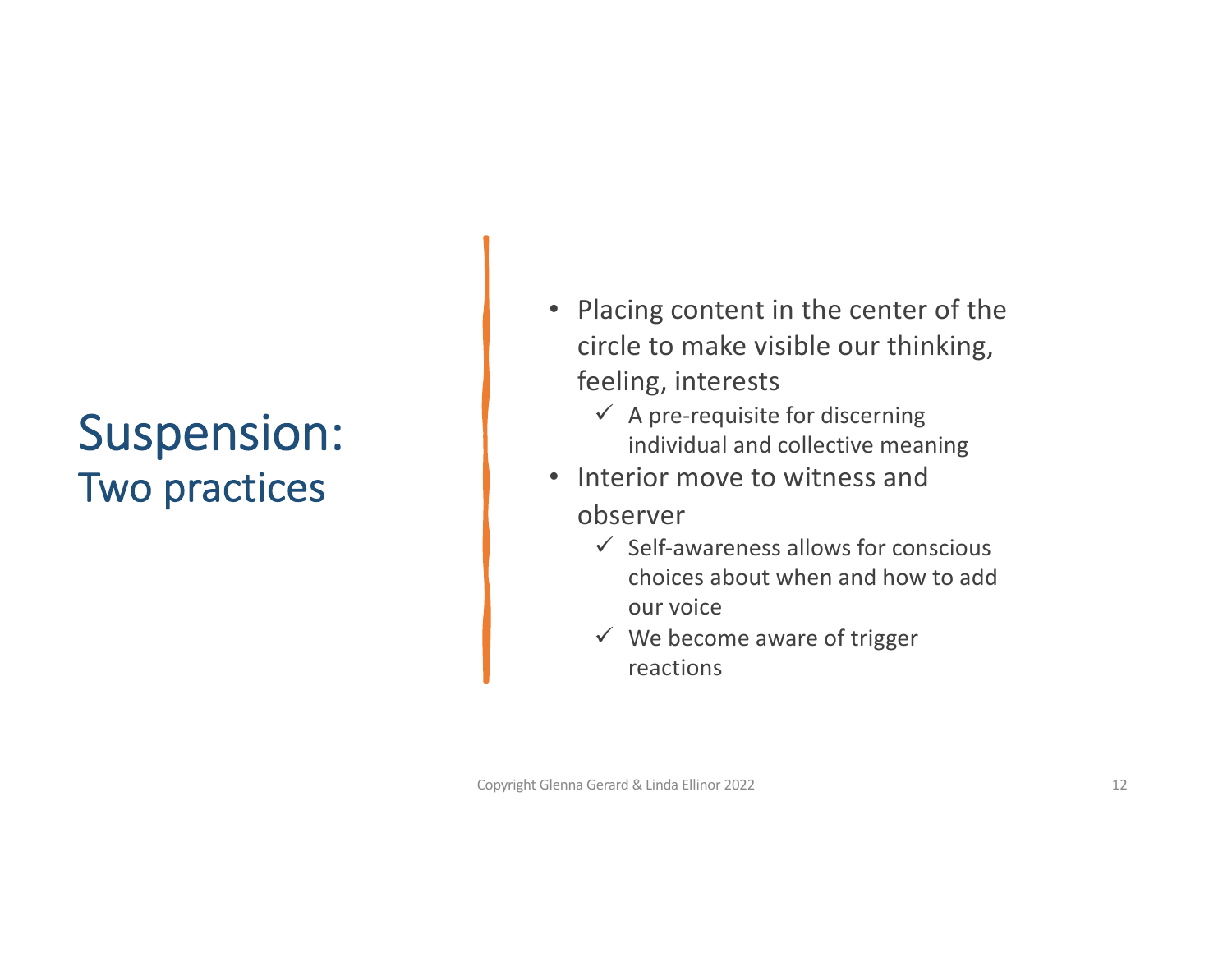# Suspension: Two practices

- Placing content in the center of the circle to make visible our thinking, feeling, interests
  - ✓ A pre-requisite for discerning individual and collective meaning
- Interior move to witness and observer
  - ✓ Self-awareness allows for conscious choices about when and how to add our voice
  - ✓ We become aware of trigger reactions

Copyright Glenna Gerard & Linda Ellinor 2022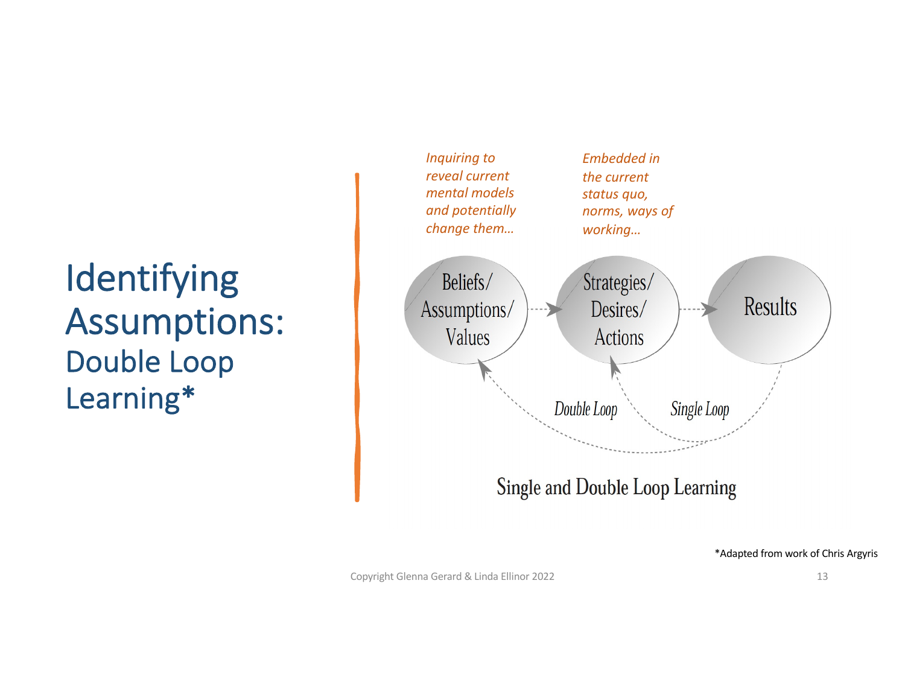# Identifying Assumptions:

## Double Loop Learning*

*Inquiring to reveal current mental models and potentially change them…*

*Embedded in the current status quo, norms, ways of working…*

Beliefs/ Assumptions/ Values → Strategies/ Desires/ Actions → Results

*Double Loop* (Results → Beliefs/ Assumptions/ Values)

*Single Loop* (Results → Strategies/ Desires/ Actions)

Single and Double Loop Learning

*Adapted from work of Chris Argyris

Copyright Glenna Gerard & Linda Ellinor 2022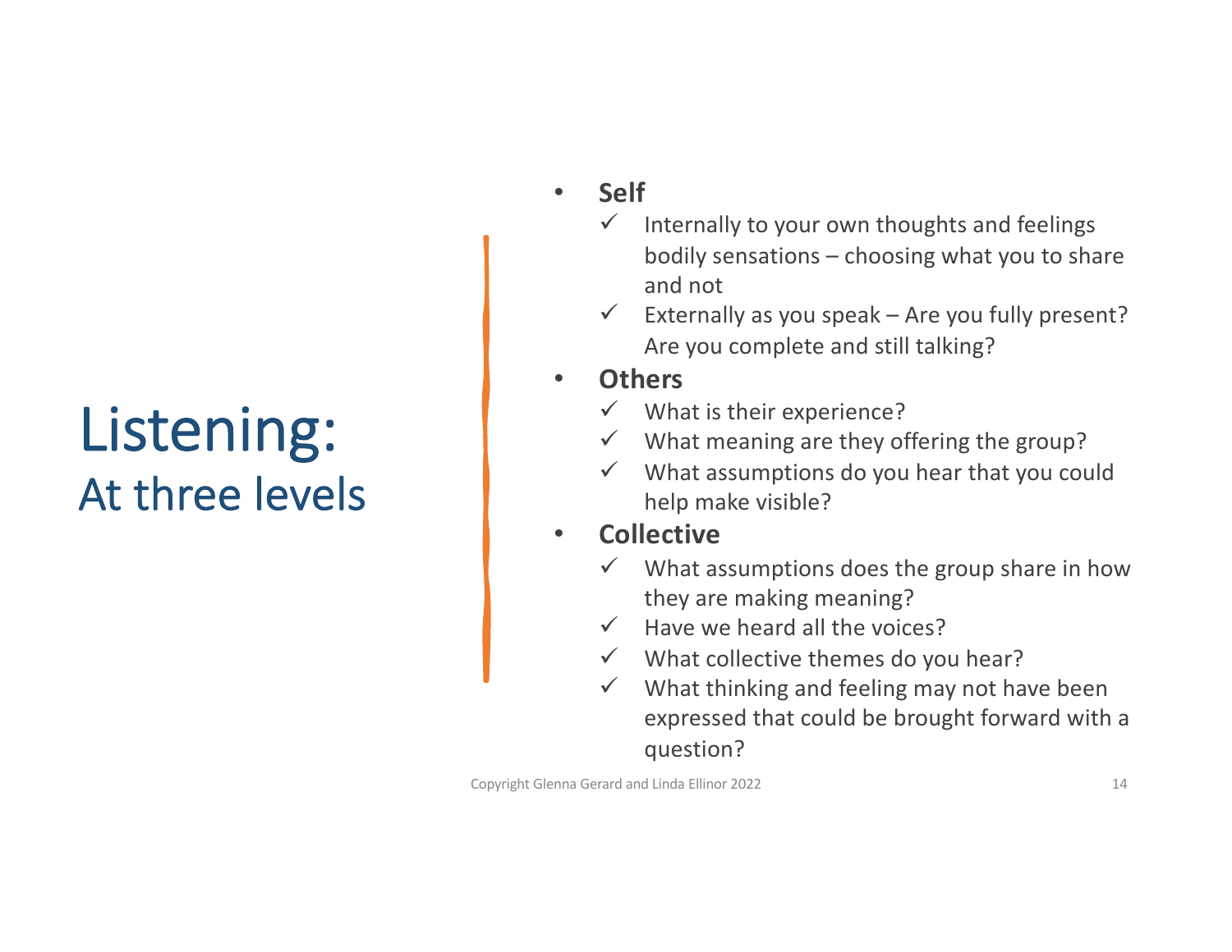# Listening:
## At three levels

- **Self**
  - ✓ Internally to your own thoughts and feelings bodily sensations – choosing what you to share and not
  - ✓ Externally as you speak – Are you fully present? Are you complete and still talking?
- **Others**
  - ✓ What is their experience?
  - ✓ What meaning are they offering the group?
  - ✓ What assumptions do you hear that you could help make visible?
- **Collective**
  - ✓ What assumptions does the group share in how they are making meaning?
  - ✓ Have we heard all the voices?
  - ✓ What collective themes do you hear?
  - ✓ What thinking and feeling may not have been expressed that could be brought forward with a question?

Copyright Glenna Gerard and Linda Ellinor 2022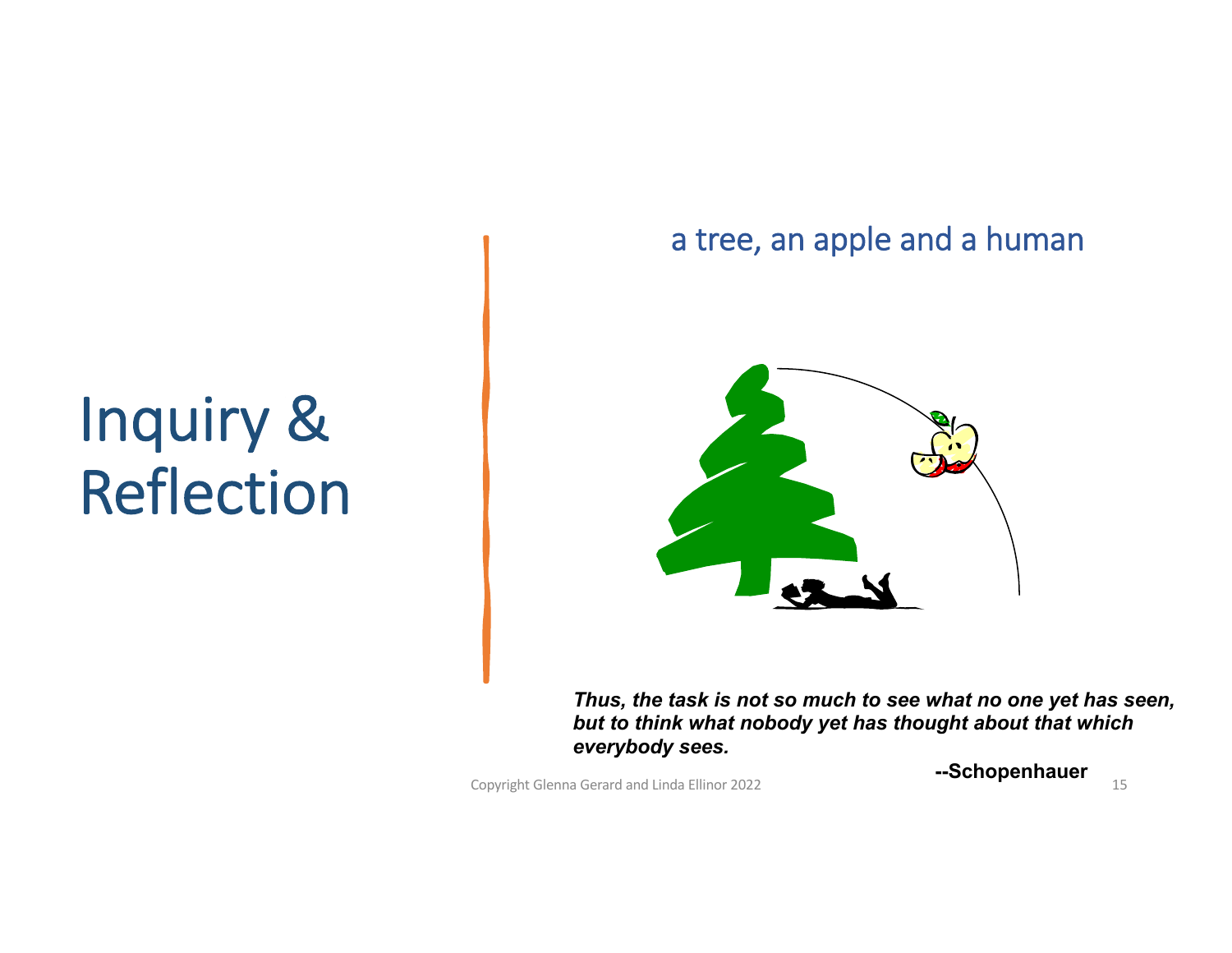# Inquiry & Reflection

a tree, an apple and a human

***Thus, the task is not so much to see what no one yet has seen, but to think what nobody yet has thought about that which everybody sees.***

**--Schopenhauer**

Copyright Glenna Gerard and Linda Ellinor 2022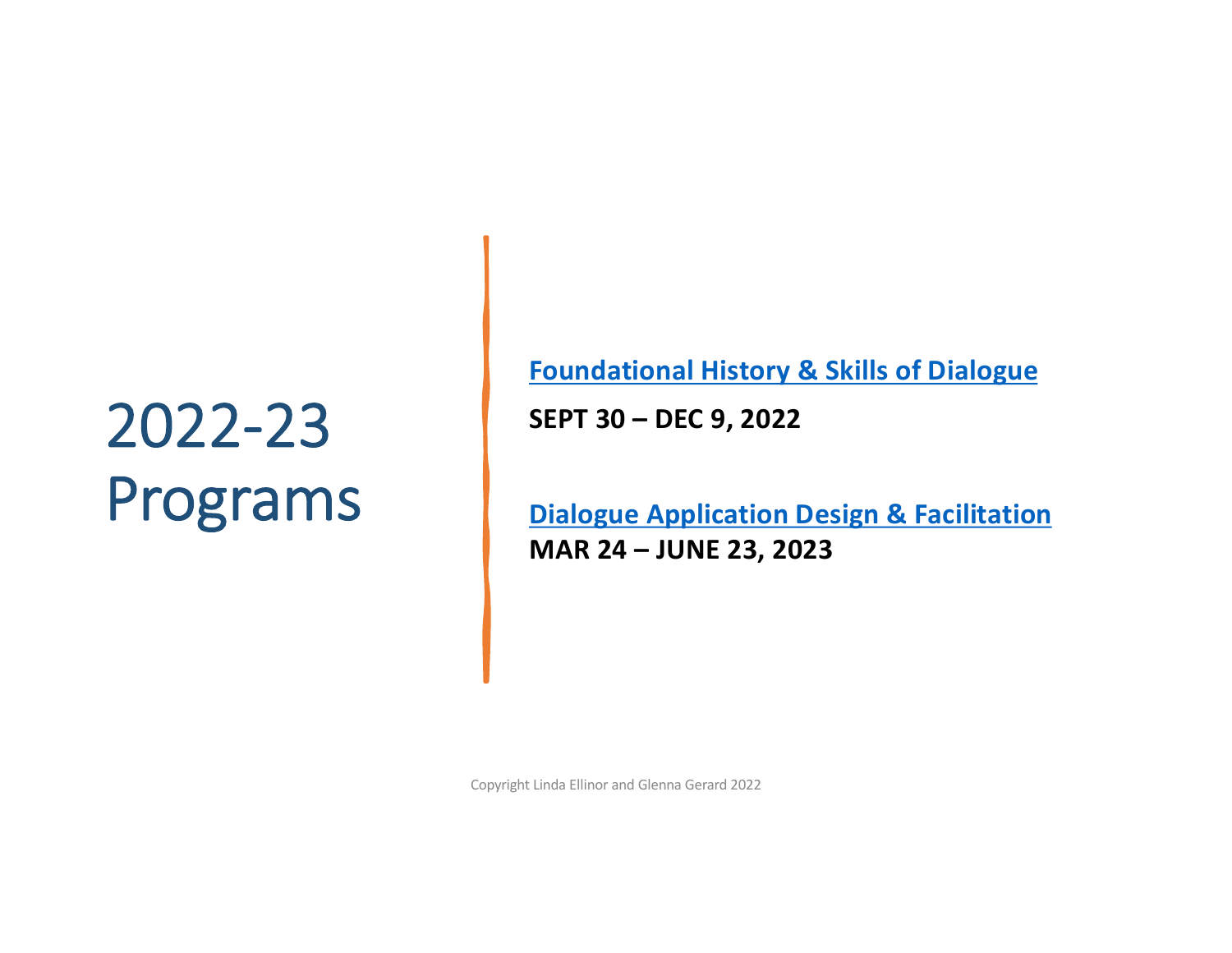# 2022-23 Programs

**Foundational History & Skills of Dialogue**

**SEPT 30 – DEC 9, 2022**

**Dialogue Application Design & Facilitation**

**MAR 24 – JUNE 23, 2023**

Copyright Linda Ellinor and Glenna Gerard 2022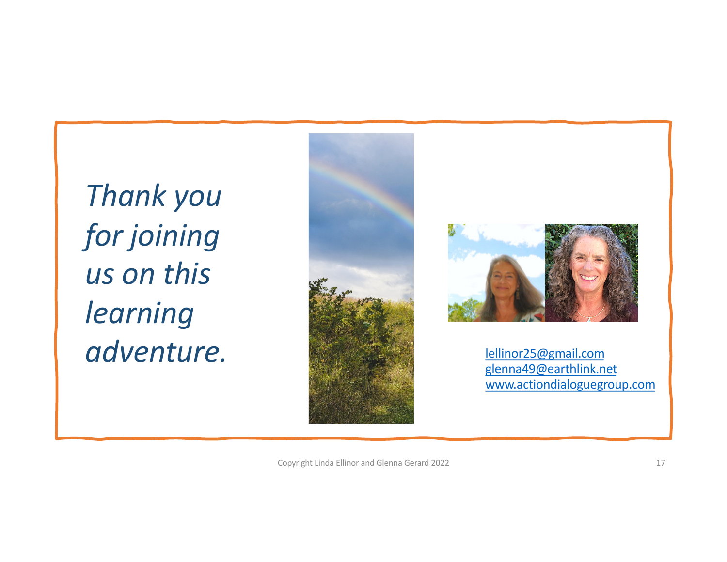*Thank you for joining us on this learning adventure.*

lellinor25@gmail.com
glenna49@earthlink.net
www.actiondialoguegroup.com

Copyright Linda Ellinor and Glenna Gerard 2022